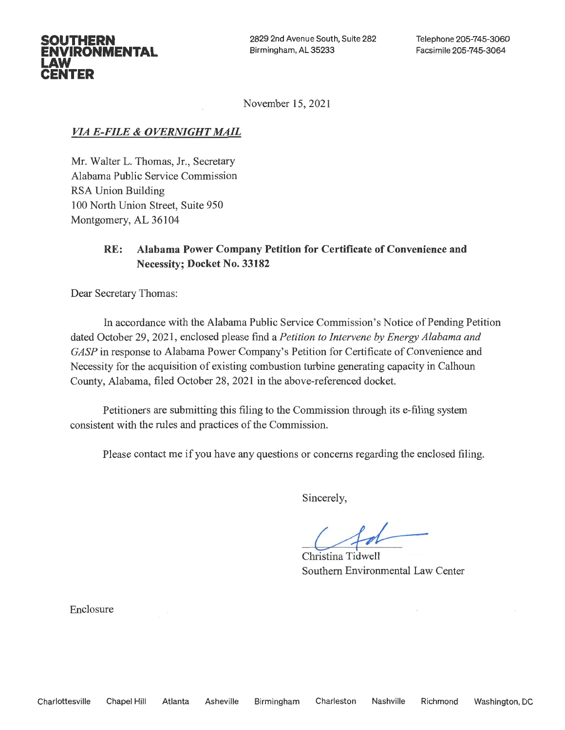**SOUTHERN ENVIRONMENTAL LAW CENTER**

2829 2nd Avenue South, Suite 282
Birmingham, AL 35233

Telephone 205-745-3060
Facsimile 205-745-3064

November 15, 2021

*VIA E-FILE & OVERNIGHT MAIL*

Mr. Walter L. Thomas, Jr., Secretary
Alabama Public Service Commission
RSA Union Building
100 North Union Street, Suite 950
Montgomery, AL 36104

**RE: Alabama Power Company Petition for Certificate of Convenience and Necessity; Docket No. 33182**

Dear Secretary Thomas:

In accordance with the Alabama Public Service Commission's Notice of Pending Petition dated October 29, 2021, enclosed please find a *Petition to Intervene by Energy Alabama and GASP* in response to Alabama Power Company's Petition for Certificate of Convenience and Necessity for the acquisition of existing combustion turbine generating capacity in Calhoun County, Alabama, filed October 28, 2021 in the above-referenced docket.

Petitioners are submitting this filing to the Commission through its e-filing system consistent with the rules and practices of the Commission.

Please contact me if you have any questions or concerns regarding the enclosed filing.

Sincerely,

Christina Tidwell
Southern Environmental Law Center

Enclosure

Charlottesville   Chapel Hill   Atlanta   Asheville   Birmingham   Charleston   Nashville   Richmond   Washington, DC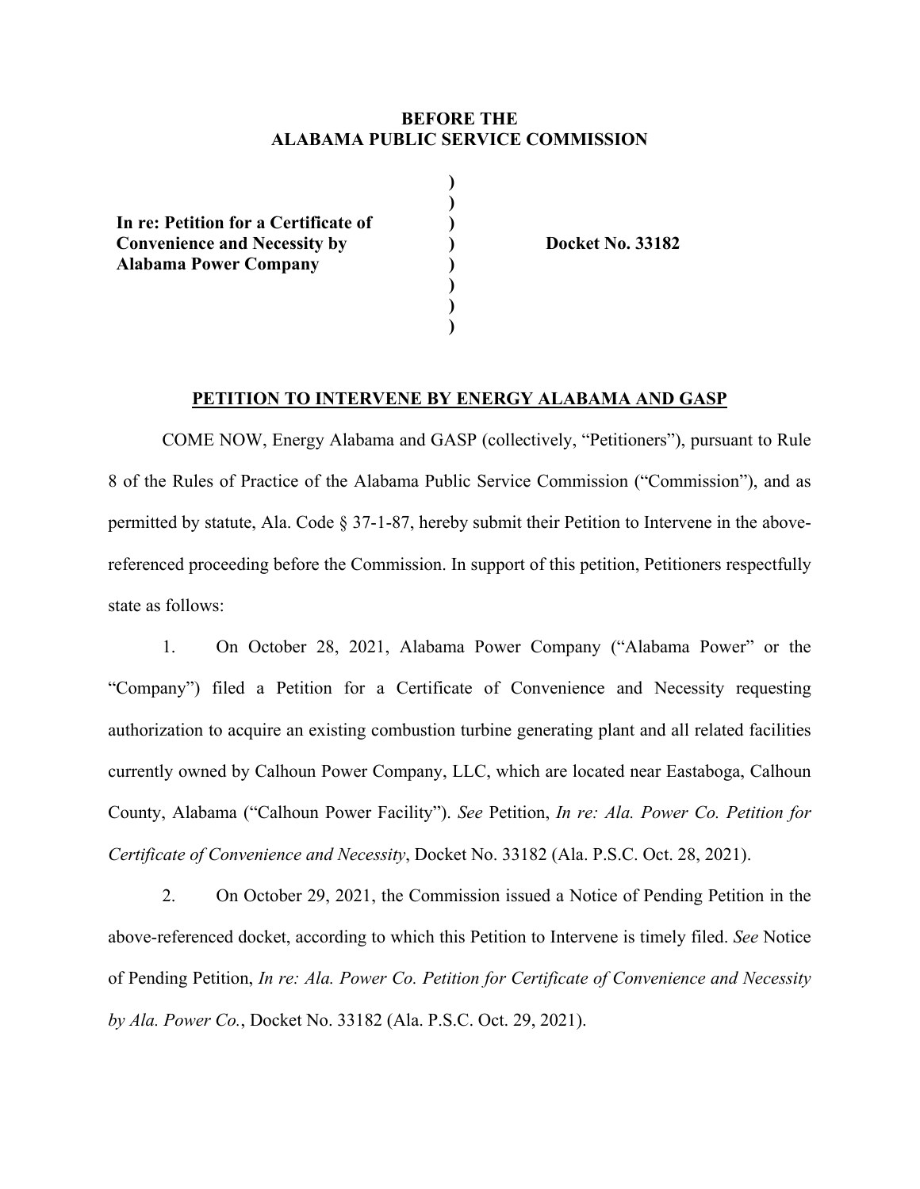**BEFORE THE**
**ALABAMA PUBLIC SERVICE COMMISSION**

| | | |
|---|---|---|
| **In re: Petition for a Certificate of Convenience and Necessity by Alabama Power Company** | **)** | **Docket No. 33182** |

## PETITION TO INTERVENE BY ENERGY ALABAMA AND GASP

COME NOW, Energy Alabama and GASP (collectively, "Petitioners"), pursuant to Rule 8 of the Rules of Practice of the Alabama Public Service Commission ("Commission"), and as permitted by statute, Ala. Code § 37-1-87, hereby submit their Petition to Intervene in the above-referenced proceeding before the Commission. In support of this petition, Petitioners respectfully state as follows:

1. On October 28, 2021, Alabama Power Company ("Alabama Power" or the "Company") filed a Petition for a Certificate of Convenience and Necessity requesting authorization to acquire an existing combustion turbine generating plant and all related facilities currently owned by Calhoun Power Company, LLC, which are located near Eastaboga, Calhoun County, Alabama ("Calhoun Power Facility"). *See* Petition, *In re: Ala. Power Co. Petition for Certificate of Convenience and Necessity*, Docket No. 33182 (Ala. P.S.C. Oct. 28, 2021).

2. On October 29, 2021, the Commission issued a Notice of Pending Petition in the above-referenced docket, according to which this Petition to Intervene is timely filed. *See* Notice of Pending Petition, *In re: Ala. Power Co. Petition for Certificate of Convenience and Necessity by Ala. Power Co.*, Docket No. 33182 (Ala. P.S.C. Oct. 29, 2021).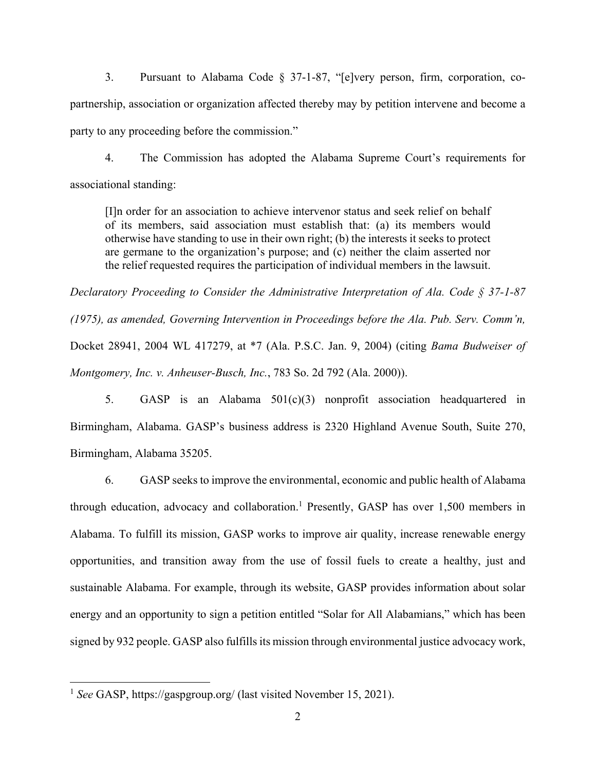3. Pursuant to Alabama Code § 37-1-87, "[e]very person, firm, corporation, co-partnership, association or organization affected thereby may by petition intervene and become a party to any proceeding before the commission."

4. The Commission has adopted the Alabama Supreme Court's requirements for associational standing:

> [I]n order for an association to achieve intervenor status and seek relief on behalf of its members, said association must establish that: (a) its members would otherwise have standing to use in their own right; (b) the interests it seeks to protect are germane to the organization's purpose; and (c) neither the claim asserted nor the relief requested requires the participation of individual members in the lawsuit.

*Declaratory Proceeding to Consider the Administrative Interpretation of Ala. Code § 37-1-87 (1975), as amended, Governing Intervention in Proceedings before the Ala. Pub. Serv. Comm'n,* Docket 28941, 2004 WL 417279, at *7 (Ala. P.S.C. Jan. 9, 2004) (citing *Bama Budweiser of Montgomery, Inc. v. Anheuser-Busch, Inc.*, 783 So. 2d 792 (Ala. 2000)).

5. GASP is an Alabama 501(c)(3) nonprofit association headquartered in Birmingham, Alabama. GASP's business address is 2320 Highland Avenue South, Suite 270, Birmingham, Alabama 35205.

6. GASP seeks to improve the environmental, economic and public health of Alabama through education, advocacy and collaboration.[1] Presently, GASP has over 1,500 members in Alabama. To fulfill its mission, GASP works to improve air quality, increase renewable energy opportunities, and transition away from the use of fossil fuels to create a healthy, just and sustainable Alabama. For example, through its website, GASP provides information about solar energy and an opportunity to sign a petition entitled "Solar for All Alabamians," which has been signed by 932 people. GASP also fulfills its mission through environmental justice advocacy work,

---

[1] *See* GASP, https://gaspgroup.org/ (last visited November 15, 2021).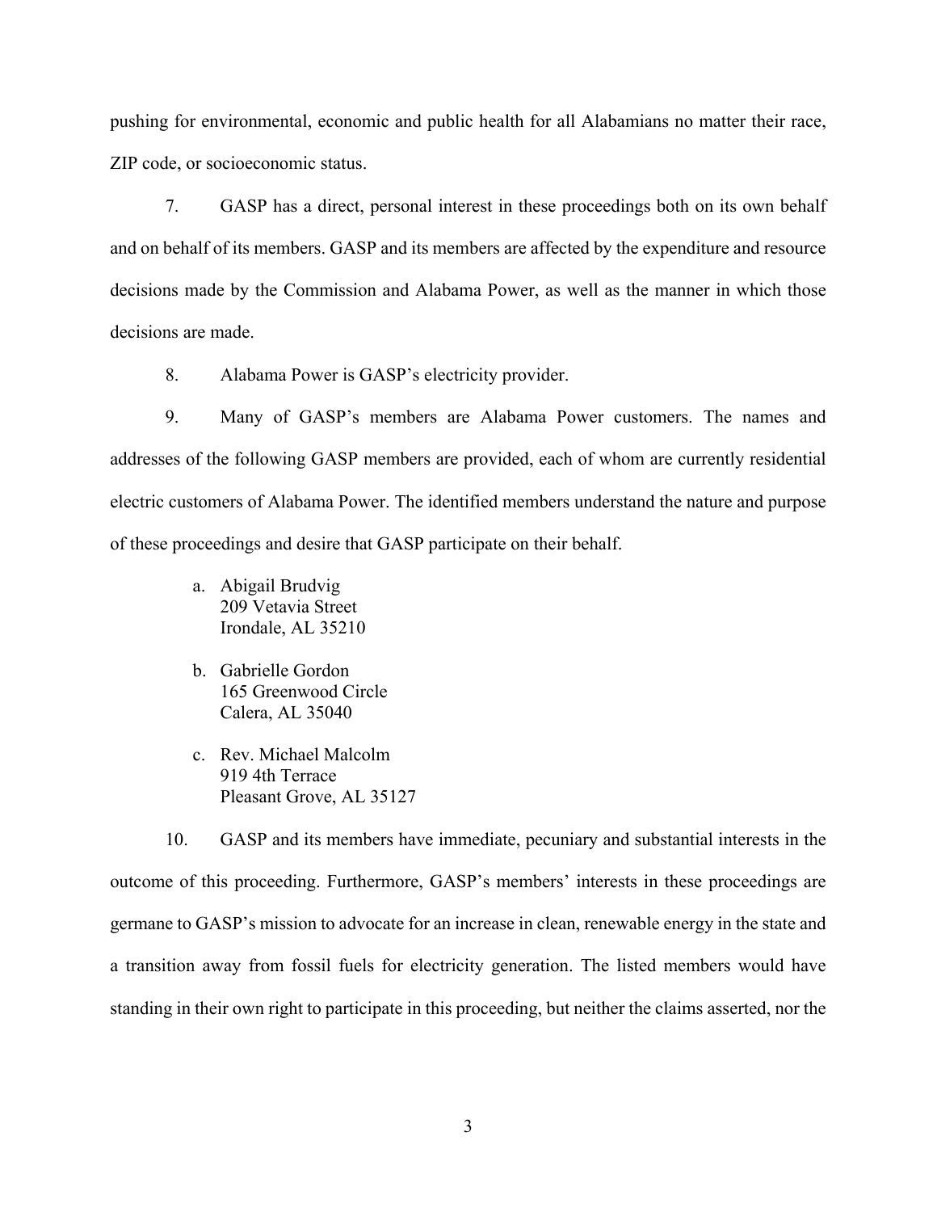pushing for environmental, economic and public health for all Alabamians no matter their race, ZIP code, or socioeconomic status.

7. GASP has a direct, personal interest in these proceedings both on its own behalf and on behalf of its members. GASP and its members are affected by the expenditure and resource decisions made by the Commission and Alabama Power, as well as the manner in which those decisions are made.

8. Alabama Power is GASP's electricity provider.

9. Many of GASP's members are Alabama Power customers. The names and addresses of the following GASP members are provided, each of whom are currently residential electric customers of Alabama Power. The identified members understand the nature and purpose of these proceedings and desire that GASP participate on their behalf.

a. Abigail Brudvig
   209 Vetavia Street
   Irondale, AL 35210

b. Gabrielle Gordon
   165 Greenwood Circle
   Calera, AL 35040

c. Rev. Michael Malcolm
   919 4th Terrace
   Pleasant Grove, AL 35127

10. GASP and its members have immediate, pecuniary and substantial interests in the outcome of this proceeding. Furthermore, GASP's members' interests in these proceedings are germane to GASP's mission to advocate for an increase in clean, renewable energy in the state and a transition away from fossil fuels for electricity generation. The listed members would have standing in their own right to participate in this proceeding, but neither the claims asserted, nor the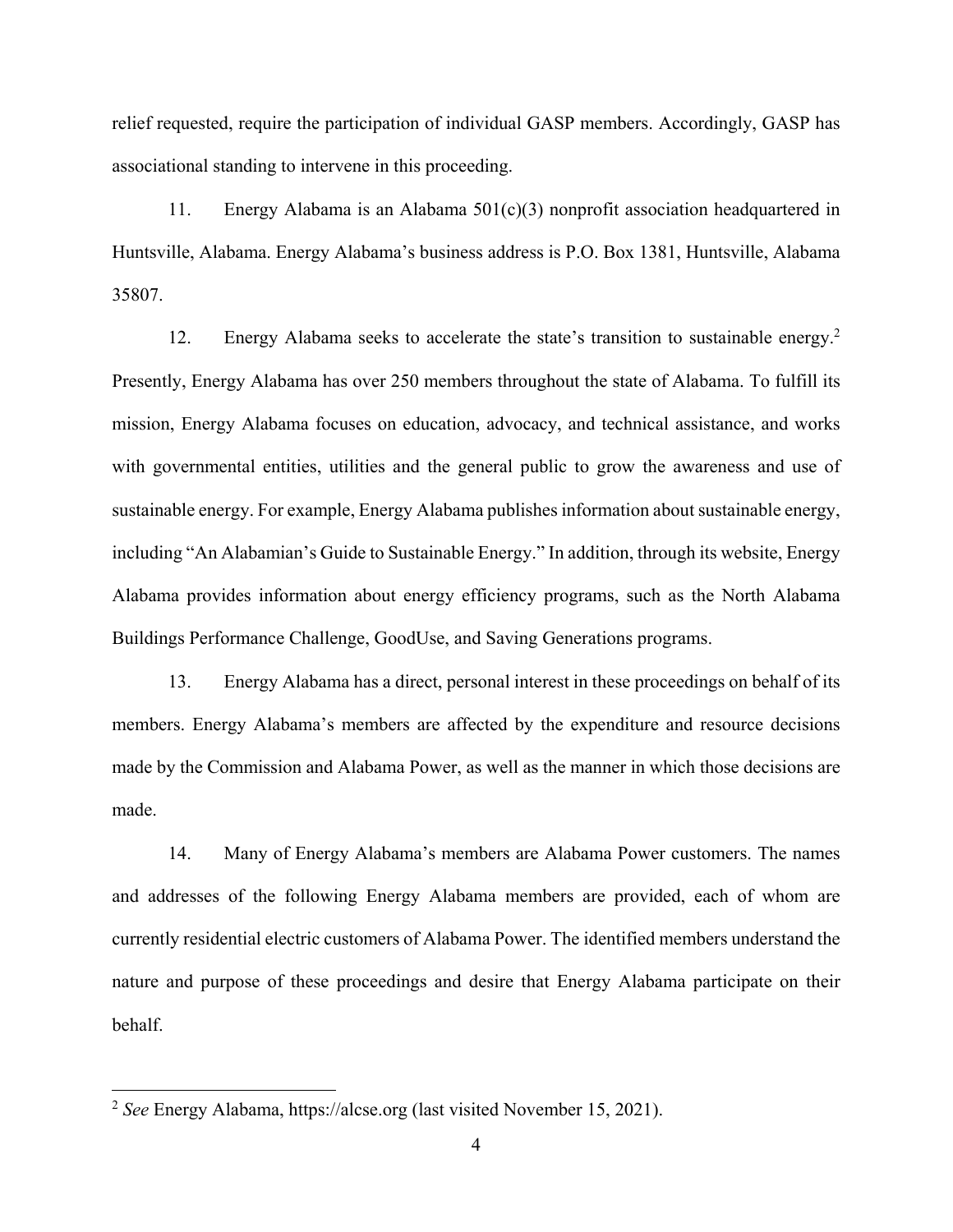relief requested, require the participation of individual GASP members. Accordingly, GASP has associational standing to intervene in this proceeding.

11. Energy Alabama is an Alabama 501(c)(3) nonprofit association headquartered in Huntsville, Alabama. Energy Alabama's business address is P.O. Box 1381, Huntsville, Alabama 35807.

12. Energy Alabama seeks to accelerate the state's transition to sustainable energy.[2] Presently, Energy Alabama has over 250 members throughout the state of Alabama. To fulfill its mission, Energy Alabama focuses on education, advocacy, and technical assistance, and works with governmental entities, utilities and the general public to grow the awareness and use of sustainable energy. For example, Energy Alabama publishes information about sustainable energy, including "An Alabamian's Guide to Sustainable Energy." In addition, through its website, Energy Alabama provides information about energy efficiency programs, such as the North Alabama Buildings Performance Challenge, GoodUse, and Saving Generations programs.

13. Energy Alabama has a direct, personal interest in these proceedings on behalf of its members. Energy Alabama's members are affected by the expenditure and resource decisions made by the Commission and Alabama Power, as well as the manner in which those decisions are made.

14. Many of Energy Alabama's members are Alabama Power customers. The names and addresses of the following Energy Alabama members are provided, each of whom are currently residential electric customers of Alabama Power. The identified members understand the nature and purpose of these proceedings and desire that Energy Alabama participate on their behalf.

---

[2] *See* Energy Alabama, https://alcse.org (last visited November 15, 2021).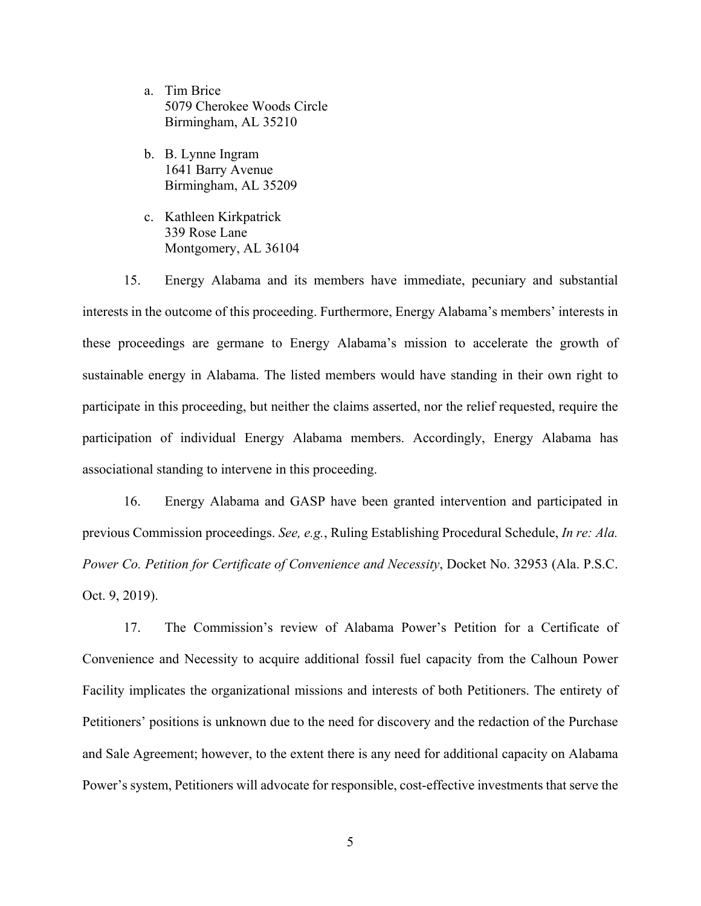a. Tim Brice
   5079 Cherokee Woods Circle
   Birmingham, AL 35210

b. B. Lynne Ingram
   1641 Barry Avenue
   Birmingham, AL 35209

c. Kathleen Kirkpatrick
   339 Rose Lane
   Montgomery, AL 36104

15. Energy Alabama and its members have immediate, pecuniary and substantial interests in the outcome of this proceeding. Furthermore, Energy Alabama's members' interests in these proceedings are germane to Energy Alabama's mission to accelerate the growth of sustainable energy in Alabama. The listed members would have standing in their own right to participate in this proceeding, but neither the claims asserted, nor the relief requested, require the participation of individual Energy Alabama members. Accordingly, Energy Alabama has associational standing to intervene in this proceeding.

16. Energy Alabama and GASP have been granted intervention and participated in previous Commission proceedings. *See, e.g.*, Ruling Establishing Procedural Schedule, *In re: Ala. Power Co. Petition for Certificate of Convenience and Necessity*, Docket No. 32953 (Ala. P.S.C. Oct. 9, 2019).

17. The Commission's review of Alabama Power's Petition for a Certificate of Convenience and Necessity to acquire additional fossil fuel capacity from the Calhoun Power Facility implicates the organizational missions and interests of both Petitioners. The entirety of Petitioners' positions is unknown due to the need for discovery and the redaction of the Purchase and Sale Agreement; however, to the extent there is any need for additional capacity on Alabama Power's system, Petitioners will advocate for responsible, cost-effective investments that serve the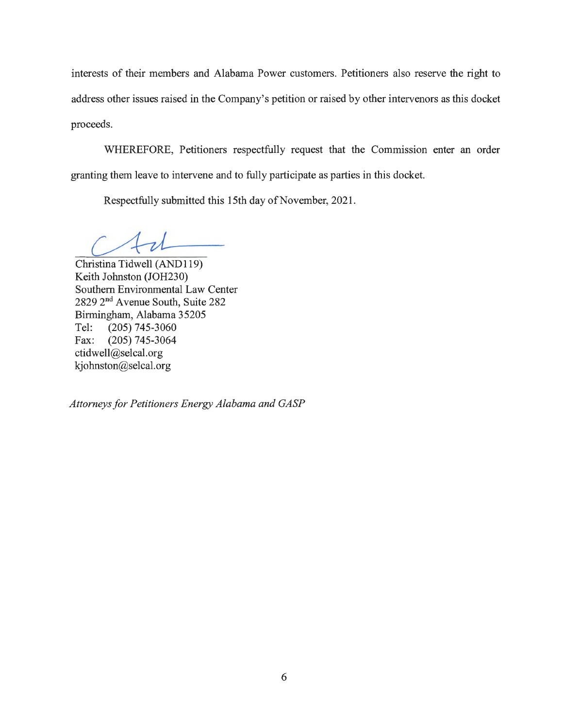interests of their members and Alabama Power customers. Petitioners also reserve the right to address other issues raised in the Company's petition or raised by other intervenors as this docket proceeds.

WHEREFORE, Petitioners respectfully request that the Commission enter an order granting them leave to intervene and to fully participate as parties in this docket.

Respectfully submitted this 15th day of November, 2021.

Christina Tidwell (AND119)
Keith Johnston (JOH230)
Southern Environmental Law Center
2829 2nd Avenue South, Suite 282
Birmingham, Alabama 35205
Tel: (205) 745-3060
Fax: (205) 745-3064
ctidwell@selcal.org
kjohnston@selcal.org

*Attorneys for Petitioners Energy Alabama and GASP*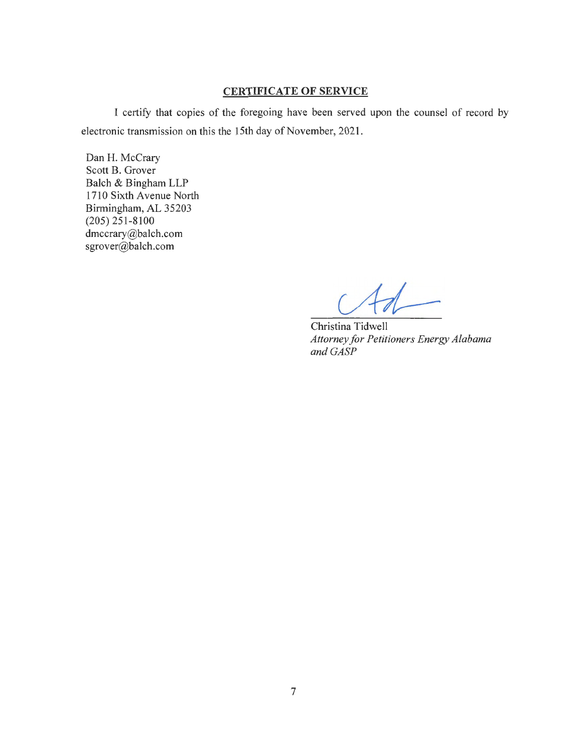## CERTIFICATE OF SERVICE

I certify that copies of the foregoing have been served upon the counsel of record by electronic transmission on this the 15th day of November, 2021.

Dan H. McCrary  
Scott B. Grover  
Balch & Bingham LLP  
1710 Sixth Avenue North  
Birmingham, AL 35203  
(205) 251-8100  
dmccrary@balch.com  
sgrover@balch.com

Christina Tidwell  
*Attorney for Petitioners Energy Alabama and GASP*